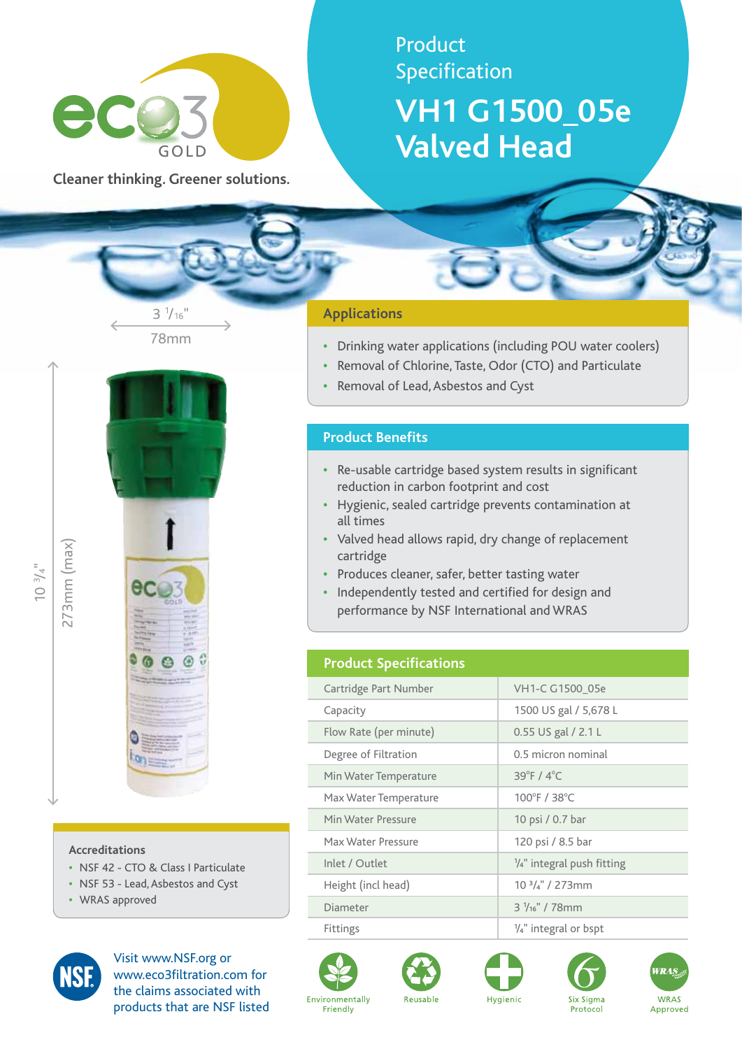eco3 GOLD

Cleaner thinking. Greener solutions.

# Product Specification

# VH1 G1500_05e Valved Head

3 1/16"
78mm

10 3/4"
273mm (max)

## Applications

- Drinking water applications (including POU water coolers)
- Removal of Chlorine, Taste, Odor (CTO) and Particulate
- Removal of Lead, Asbestos and Cyst

## Product Benefits

- Re-usable cartridge based system results in significant reduction in carbon footprint and cost
- Hygienic, sealed cartridge prevents contamination at all times
- Valved head allows rapid, dry change of replacement cartridge
- Produces cleaner, safer, better tasting water
- Independently tested and certified for design and performance by NSF International and WRAS

## Product Specifications

| Product Specifications | |
|---|---|
| Cartridge Part Number | VH1-C G1500_05e |
| Capacity | 1500 US gal / 5,678 L |
| Flow Rate (per minute) | 0.55 US gal / 2.1 L |
| Degree of Filtration | 0.5 micron nominal |
| Min Water Temperature | 39°F / 4°C |
| Max Water Temperature | 100°F / 38°C |
| Min Water Pressure | 10 psi / 0.7 bar |
| Max Water Pressure | 120 psi / 8.5 bar |
| Inlet / Outlet | ¼" integral push fitting |
| Height (incl head) | 10 3/4" / 273mm |
| Diameter | 3 1/16" / 78mm |
| Fittings | ¼" integral or bspt |

### Accreditations

- NSF 42 - CTO & Class I Particulate
- NSF 53 - Lead, Asbestos and Cyst
- WRAS approved

Visit www.NSF.org or www.eco3filtration.com for the claims associated with products that are NSF listed

Environmentally Friendly | Reusable | Hygienic | Six Sigma Protocol | WRAS Approved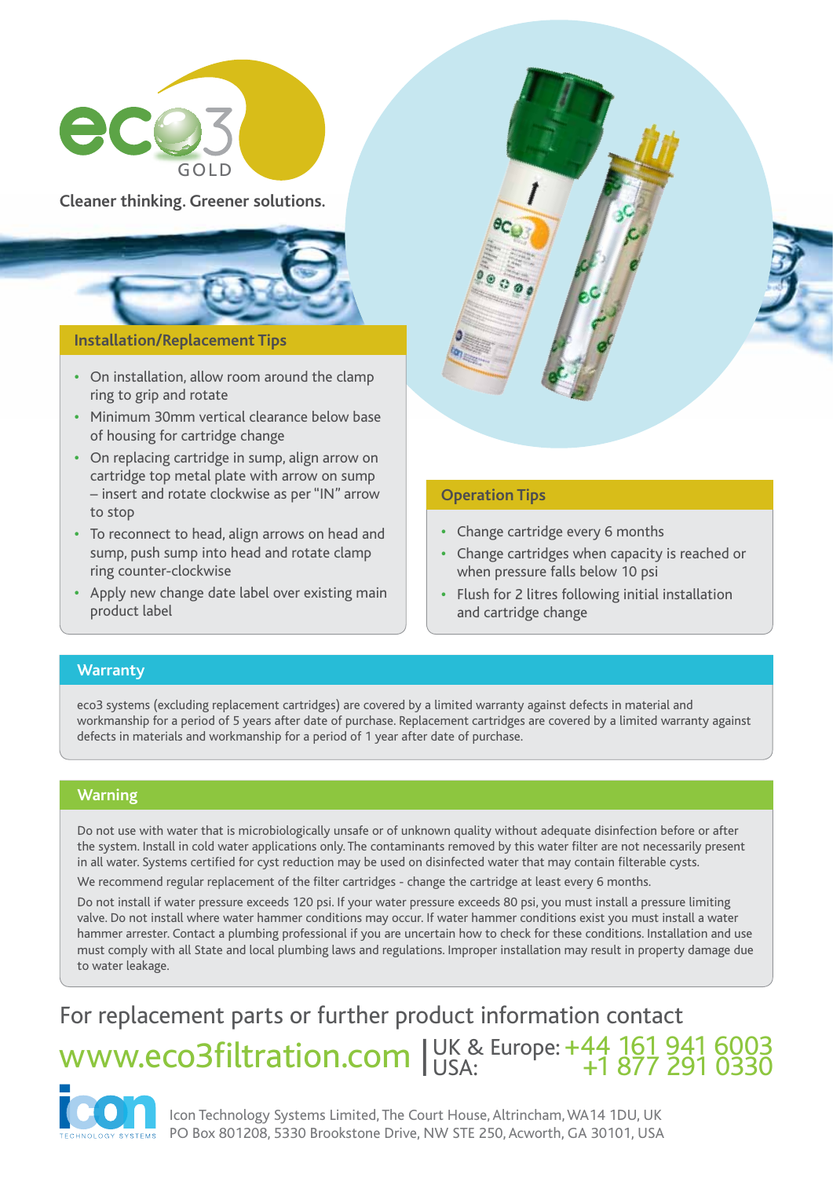eco3 GOLD

Cleaner thinking. Greener solutions.

## Installation/Replacement Tips

- On installation, allow room around the clamp ring to grip and rotate
- Minimum 30mm vertical clearance below base of housing for cartridge change
- On replacing cartridge in sump, align arrow on cartridge top metal plate with arrow on sump – insert and rotate clockwise as per "IN" arrow to stop
- To reconnect to head, align arrows on head and sump, push sump into head and rotate clamp ring counter-clockwise
- Apply new change date label over existing main product label

## Operation Tips

- Change cartridge every 6 months
- Change cartridges when capacity is reached or when pressure falls below 10 psi
- Flush for 2 litres following initial installation and cartridge change

## Warranty

eco3 systems (excluding replacement cartridges) are covered by a limited warranty against defects in material and workmanship for a period of 5 years after date of purchase. Replacement cartridges are covered by a limited warranty against defects in materials and workmanship for a period of 1 year after date of purchase.

## Warning

Do not use with water that is microbiologically unsafe or of unknown quality without adequate disinfection before or after the system. Install in cold water applications only. The contaminants removed by this water filter are not necessarily present in all water. Systems certified for cyst reduction may be used on disinfected water that may contain filterable cysts.

We recommend regular replacement of the filter cartridges - change the cartridge at least every 6 months.

Do not install if water pressure exceeds 120 psi. If your water pressure exceeds 80 psi, you must install a pressure limiting valve. Do not install where water hammer conditions may occur. If water hammer conditions exist you must install a water hammer arrester. Contact a plumbing professional if you are uncertain how to check for these conditions. Installation and use must comply with all State and local plumbing laws and regulations. Improper installation may result in property damage due to water leakage.

For replacement parts or further product information contact

www.eco3filtration.com | UK & Europe: +44 161 941 6003
USA: +1 877 291 0330

icon TECHNOLOGY SYSTEMS

Icon Technology Systems Limited, The Court House, Altrincham, WA14 1DU, UK
PO Box 801208, 5330 Brookstone Drive, NW STE 250, Acworth, GA 30101, USA